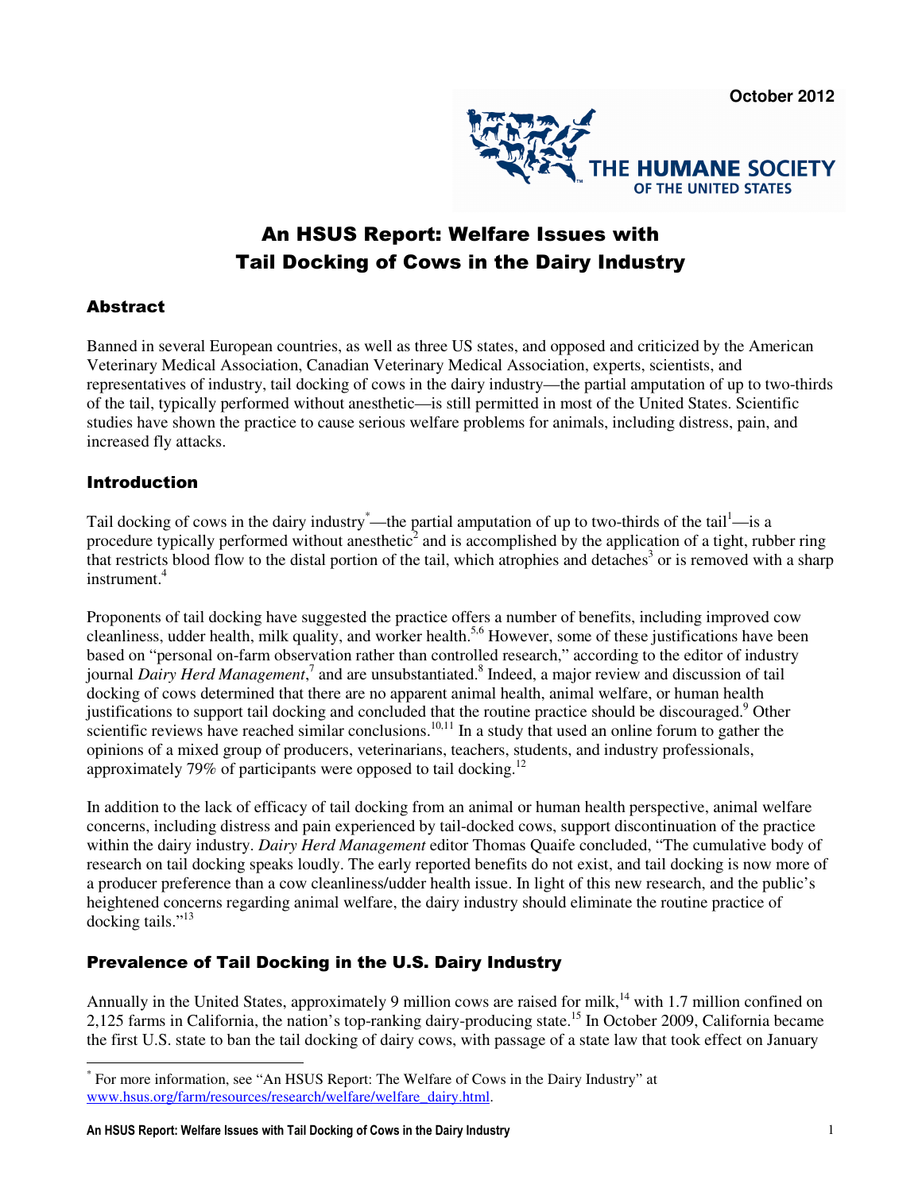October 2012

THE HUMANE SOCIETY OF THE UNITED STATES

# An HSUS Report: Welfare Issues with Tail Docking of Cows in the Dairy Industry

## Abstract

Banned in several European countries, as well as three US states, and opposed and criticized by the American Veterinary Medical Association, Canadian Veterinary Medical Association, experts, scientists, and representatives of industry, tail docking of cows in the dairy industry—the partial amputation of up to two-thirds of the tail, typically performed without anesthetic—is still permitted in most of the United States. Scientific studies have shown the practice to cause serious welfare problems for animals, including distress, pain, and increased fly attacks.

## Introduction

Tail docking of cows in the dairy industry[*]—the partial amputation of up to two-thirds of the tail[1]—is a procedure typically performed without anesthetic[2] and is accomplished by the application of a tight, rubber ring that restricts blood flow to the distal portion of the tail, which atrophies and detaches[3] or is removed with a sharp instrument.[4]

Proponents of tail docking have suggested the practice offers a number of benefits, including improved cow cleanliness, udder health, milk quality, and worker health.[5,6] However, some of these justifications have been based on "personal on-farm observation rather than controlled research," according to the editor of industry journal *Dairy Herd Management*,[7] and are unsubstantiated.[8] Indeed, a major review and discussion of tail docking of cows determined that there are no apparent animal health, animal welfare, or human health justifications to support tail docking and concluded that the routine practice should be discouraged.[9] Other scientific reviews have reached similar conclusions.[10,11] In a study that used an online forum to gather the opinions of a mixed group of producers, veterinarians, teachers, students, and industry professionals, approximately 79% of participants were opposed to tail docking.[12]

In addition to the lack of efficacy of tail docking from an animal or human health perspective, animal welfare concerns, including distress and pain experienced by tail-docked cows, support discontinuation of the practice within the dairy industry. *Dairy Herd Management* editor Thomas Quaife concluded, "The cumulative body of research on tail docking speaks loudly. The early reported benefits do not exist, and tail docking is now more of a producer preference than a cow cleanliness/udder health issue. In light of this new research, and the public's heightened concerns regarding animal welfare, the dairy industry should eliminate the routine practice of docking tails."[13]

## Prevalence of Tail Docking in the U.S. Dairy Industry

Annually in the United States, approximately 9 million cows are raised for milk,[14] with 1.7 million confined on 2,125 farms in California, the nation's top-ranking dairy-producing state.[15] In October 2009, California became the first U.S. state to ban the tail docking of dairy cows, with passage of a state law that took effect on January

[*] For more information, see "An HSUS Report: The Welfare of Cows in the Dairy Industry" at www.hsus.org/farm/resources/research/welfare/welfare_dairy.html.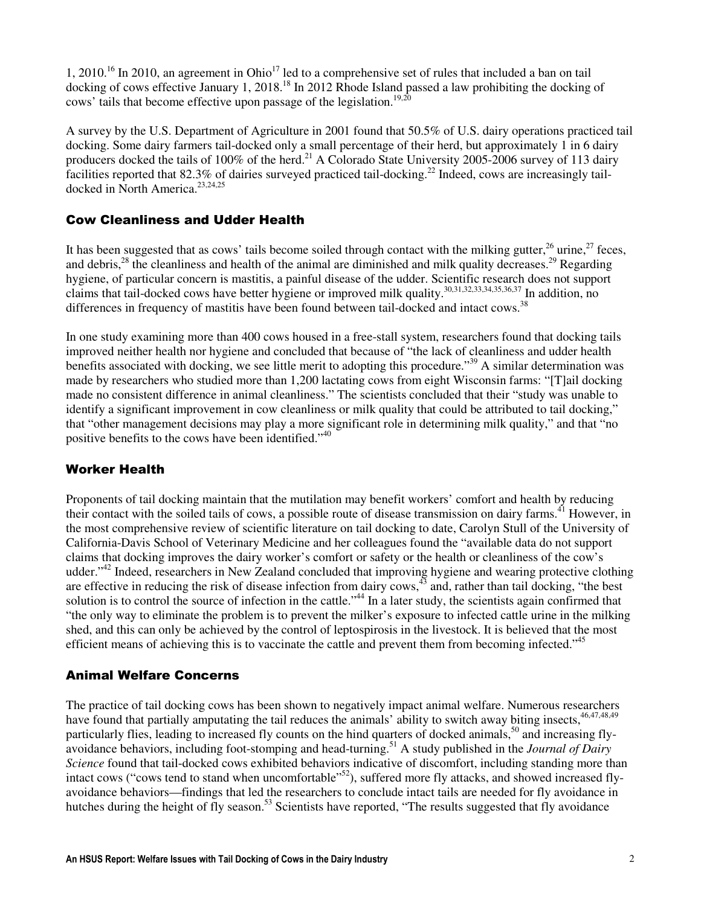1, 2010.[16] In 2010, an agreement in Ohio[17] led to a comprehensive set of rules that included a ban on tail docking of cows effective January 1, 2018.[18] In 2012 Rhode Island passed a law prohibiting the docking of cows' tails that become effective upon passage of the legislation.[19,20]

A survey by the U.S. Department of Agriculture in 2001 found that 50.5% of U.S. dairy operations practiced tail docking. Some dairy farmers tail-docked only a small percentage of their herd, but approximately 1 in 6 dairy producers docked the tails of 100% of the herd.[21] A Colorado State University 2005-2006 survey of 113 dairy facilities reported that 82.3% of dairies surveyed practiced tail-docking.[22] Indeed, cows are increasingly tail-docked in North America.[23,24,25]

## Cow Cleanliness and Udder Health

It has been suggested that as cows' tails become soiled through contact with the milking gutter,[26] urine,[27] feces, and debris,[28] the cleanliness and health of the animal are diminished and milk quality decreases.[29] Regarding hygiene, of particular concern is mastitis, a painful disease of the udder. Scientific research does not support claims that tail-docked cows have better hygiene or improved milk quality.[30,31,32,33,34,35,36,37] In addition, no differences in frequency of mastitis have been found between tail-docked and intact cows.[38]

In one study examining more than 400 cows housed in a free-stall system, researchers found that docking tails improved neither health nor hygiene and concluded that because of "the lack of cleanliness and udder health benefits associated with docking, we see little merit to adopting this procedure."[39] A similar determination was made by researchers who studied more than 1,200 lactating cows from eight Wisconsin farms: "[T]ail docking made no consistent difference in animal cleanliness." The scientists concluded that their "study was unable to identify a significant improvement in cow cleanliness or milk quality that could be attributed to tail docking," that "other management decisions may play a more significant role in determining milk quality," and that "no positive benefits to the cows have been identified."[40]

## Worker Health

Proponents of tail docking maintain that the mutilation may benefit workers' comfort and health by reducing their contact with the soiled tails of cows, a possible route of disease transmission on dairy farms.[41] However, in the most comprehensive review of scientific literature on tail docking to date, Carolyn Stull of the University of California-Davis School of Veterinary Medicine and her colleagues found the "available data do not support claims that docking improves the dairy worker's comfort or safety or the health or cleanliness of the cow's udder."[42] Indeed, researchers in New Zealand concluded that improving hygiene and wearing protective clothing are effective in reducing the risk of disease infection from dairy cows,[43] and, rather than tail docking, "the best solution is to control the source of infection in the cattle."[44] In a later study, the scientists again confirmed that "the only way to eliminate the problem is to prevent the milker's exposure to infected cattle urine in the milking shed, and this can only be achieved by the control of leptospirosis in the livestock. It is believed that the most efficient means of achieving this is to vaccinate the cattle and prevent them from becoming infected."[45]

## Animal Welfare Concerns

The practice of tail docking cows has been shown to negatively impact animal welfare. Numerous researchers have found that partially amputating the tail reduces the animals' ability to switch away biting insects,[46,47,48,49] particularly flies, leading to increased fly counts on the hind quarters of docked animals,[50] and increasing fly-avoidance behaviors, including foot-stomping and head-turning.[51] A study published in the *Journal of Dairy Science* found that tail-docked cows exhibited behaviors indicative of discomfort, including standing more than intact cows ("cows tend to stand when uncomfortable"[52]), suffered more fly attacks, and showed increased fly-avoidance behaviors—findings that led the researchers to conclude intact tails are needed for fly avoidance in hutches during the height of fly season.[53] Scientists have reported, "The results suggested that fly avoidance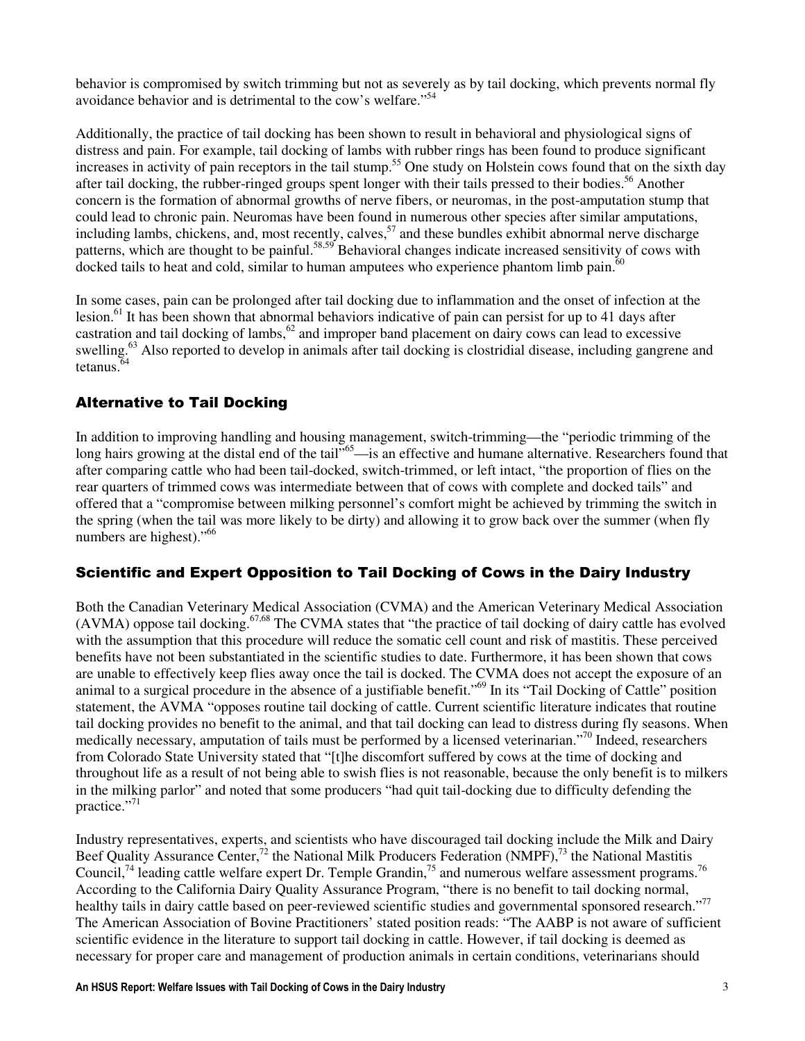behavior is compromised by switch trimming but not as severely as by tail docking, which prevents normal fly avoidance behavior and is detrimental to the cow's welfare."[54]

Additionally, the practice of tail docking has been shown to result in behavioral and physiological signs of distress and pain. For example, tail docking of lambs with rubber rings has been found to produce significant increases in activity of pain receptors in the tail stump.[55] One study on Holstein cows found that on the sixth day after tail docking, the rubber-ringed groups spent longer with their tails pressed to their bodies.[56] Another concern is the formation of abnormal growths of nerve fibers, or neuromas, in the post-amputation stump that could lead to chronic pain. Neuromas have been found in numerous other species after similar amputations, including lambs, chickens, and, most recently, calves,[57] and these bundles exhibit abnormal nerve discharge patterns, which are thought to be painful.[58,59] Behavioral changes indicate increased sensitivity of cows with docked tails to heat and cold, similar to human amputees who experience phantom limb pain.[60]

In some cases, pain can be prolonged after tail docking due to inflammation and the onset of infection at the lesion.[61] It has been shown that abnormal behaviors indicative of pain can persist for up to 41 days after castration and tail docking of lambs,[62] and improper band placement on dairy cows can lead to excessive swelling.[63] Also reported to develop in animals after tail docking is clostridial disease, including gangrene and tetanus.[64]

## Alternative to Tail Docking

In addition to improving handling and housing management, switch-trimming—the "periodic trimming of the long hairs growing at the distal end of the tail"[65]—is an effective and humane alternative. Researchers found that after comparing cattle who had been tail-docked, switch-trimmed, or left intact, "the proportion of flies on the rear quarters of trimmed cows was intermediate between that of cows with complete and docked tails" and offered that a "compromise between milking personnel's comfort might be achieved by trimming the switch in the spring (when the tail was more likely to be dirty) and allowing it to grow back over the summer (when fly numbers are highest)."[66]

## Scientific and Expert Opposition to Tail Docking of Cows in the Dairy Industry

Both the Canadian Veterinary Medical Association (CVMA) and the American Veterinary Medical Association (AVMA) oppose tail docking.[67,68] The CVMA states that "the practice of tail docking of dairy cattle has evolved with the assumption that this procedure will reduce the somatic cell count and risk of mastitis. These perceived benefits have not been substantiated in the scientific studies to date. Furthermore, it has been shown that cows are unable to effectively keep flies away once the tail is docked. The CVMA does not accept the exposure of an animal to a surgical procedure in the absence of a justifiable benefit."[69] In its "Tail Docking of Cattle" position statement, the AVMA "opposes routine tail docking of cattle. Current scientific literature indicates that routine tail docking provides no benefit to the animal, and that tail docking can lead to distress during fly seasons. When medically necessary, amputation of tails must be performed by a licensed veterinarian."[70] Indeed, researchers from Colorado State University stated that "[t]he discomfort suffered by cows at the time of docking and throughout life as a result of not being able to swish flies is not reasonable, because the only benefit is to milkers in the milking parlor" and noted that some producers "had quit tail-docking due to difficulty defending the practice."[71]

Industry representatives, experts, and scientists who have discouraged tail docking include the Milk and Dairy Beef Quality Assurance Center,[72] the National Milk Producers Federation (NMPF),[73] the National Mastitis Council,[74] leading cattle welfare expert Dr. Temple Grandin,[75] and numerous welfare assessment programs.[76] According to the California Dairy Quality Assurance Program, "there is no benefit to tail docking normal, healthy tails in dairy cattle based on peer-reviewed scientific studies and governmental sponsored research."[77] The American Association of Bovine Practitioners' stated position reads: "The AABP is not aware of sufficient scientific evidence in the literature to support tail docking in cattle. However, if tail docking is deemed as necessary for proper care and management of production animals in certain conditions, veterinarians should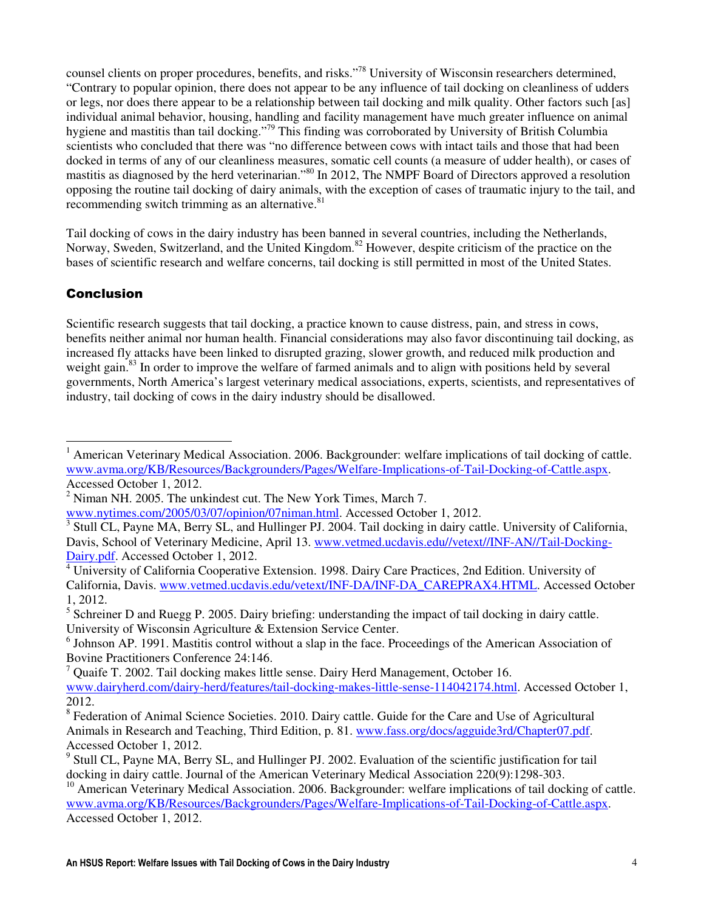counsel clients on proper procedures, benefits, and risks."[78] University of Wisconsin researchers determined, "Contrary to popular opinion, there does not appear to be any influence of tail docking on cleanliness of udders or legs, nor does there appear to be a relationship between tail docking and milk quality. Other factors such [as] individual animal behavior, housing, handling and facility management have much greater influence on animal hygiene and mastitis than tail docking."[79] This finding was corroborated by University of British Columbia scientists who concluded that there was "no difference between cows with intact tails and those that had been docked in terms of any of our cleanliness measures, somatic cell counts (a measure of udder health), or cases of mastitis as diagnosed by the herd veterinarian."[80] In 2012, The NMPF Board of Directors approved a resolution opposing the routine tail docking of dairy animals, with the exception of cases of traumatic injury to the tail, and recommending switch trimming as an alternative.[81]

Tail docking of cows in the dairy industry has been banned in several countries, including the Netherlands, Norway, Sweden, Switzerland, and the United Kingdom.[82] However, despite criticism of the practice on the bases of scientific research and welfare concerns, tail docking is still permitted in most of the United States.

## Conclusion

Scientific research suggests that tail docking, a practice known to cause distress, pain, and stress in cows, benefits neither animal nor human health. Financial considerations may also favor discontinuing tail docking, as increased fly attacks have been linked to disrupted grazing, slower growth, and reduced milk production and weight gain.[83] In order to improve the welfare of farmed animals and to align with positions held by several governments, North America's largest veterinary medical associations, experts, scientists, and representatives of industry, tail docking of cows in the dairy industry should be disallowed.

---

[1] American Veterinary Medical Association. 2006. Backgrounder: welfare implications of tail docking of cattle. www.avma.org/KB/Resources/Backgrounders/Pages/Welfare-Implications-of-Tail-Docking-of-Cattle.aspx. Accessed October 1, 2012.

[2] Niman NH. 2005. The unkindest cut. The New York Times, March 7. www.nytimes.com/2005/03/07/opinion/07niman.html. Accessed October 1, 2012.

[3] Stull CL, Payne MA, Berry SL, and Hullinger PJ. 2004. Tail docking in dairy cattle. University of California, Davis, School of Veterinary Medicine, April 13. www.vetmed.ucdavis.edu//vetext//INF-AN//Tail-Docking-Dairy.pdf. Accessed October 1, 2012.

[4] University of California Cooperative Extension. 1998. Dairy Care Practices, 2nd Edition. University of California, Davis. www.vetmed.ucdavis.edu/vetext/INF-DA/INF-DA_CAREPRAX4.HTML. Accessed October 1, 2012.

[5] Schreiner D and Ruegg P. 2005. Dairy briefing: understanding the impact of tail docking in dairy cattle. University of Wisconsin Agriculture & Extension Service Center.

[6] Johnson AP. 1991. Mastitis control without a slap in the face. Proceedings of the American Association of Bovine Practitioners Conference 24:146.

[7] Quaife T. 2002. Tail docking makes little sense. Dairy Herd Management, October 16. www.dairyherd.com/dairy-herd/features/tail-docking-makes-little-sense-114042174.html. Accessed October 1, 2012.

[8] Federation of Animal Science Societies. 2010. Dairy cattle. Guide for the Care and Use of Agricultural Animals in Research and Teaching, Third Edition, p. 81. www.fass.org/docs/agguide3rd/Chapter07.pdf. Accessed October 1, 2012.

[9] Stull CL, Payne MA, Berry SL, and Hullinger PJ. 2002. Evaluation of the scientific justification for tail docking in dairy cattle. Journal of the American Veterinary Medical Association 220(9):1298-303.

[10] American Veterinary Medical Association. 2006. Backgrounder: welfare implications of tail docking of cattle. www.avma.org/KB/Resources/Backgrounders/Pages/Welfare-Implications-of-Tail-Docking-of-Cattle.aspx. Accessed October 1, 2012.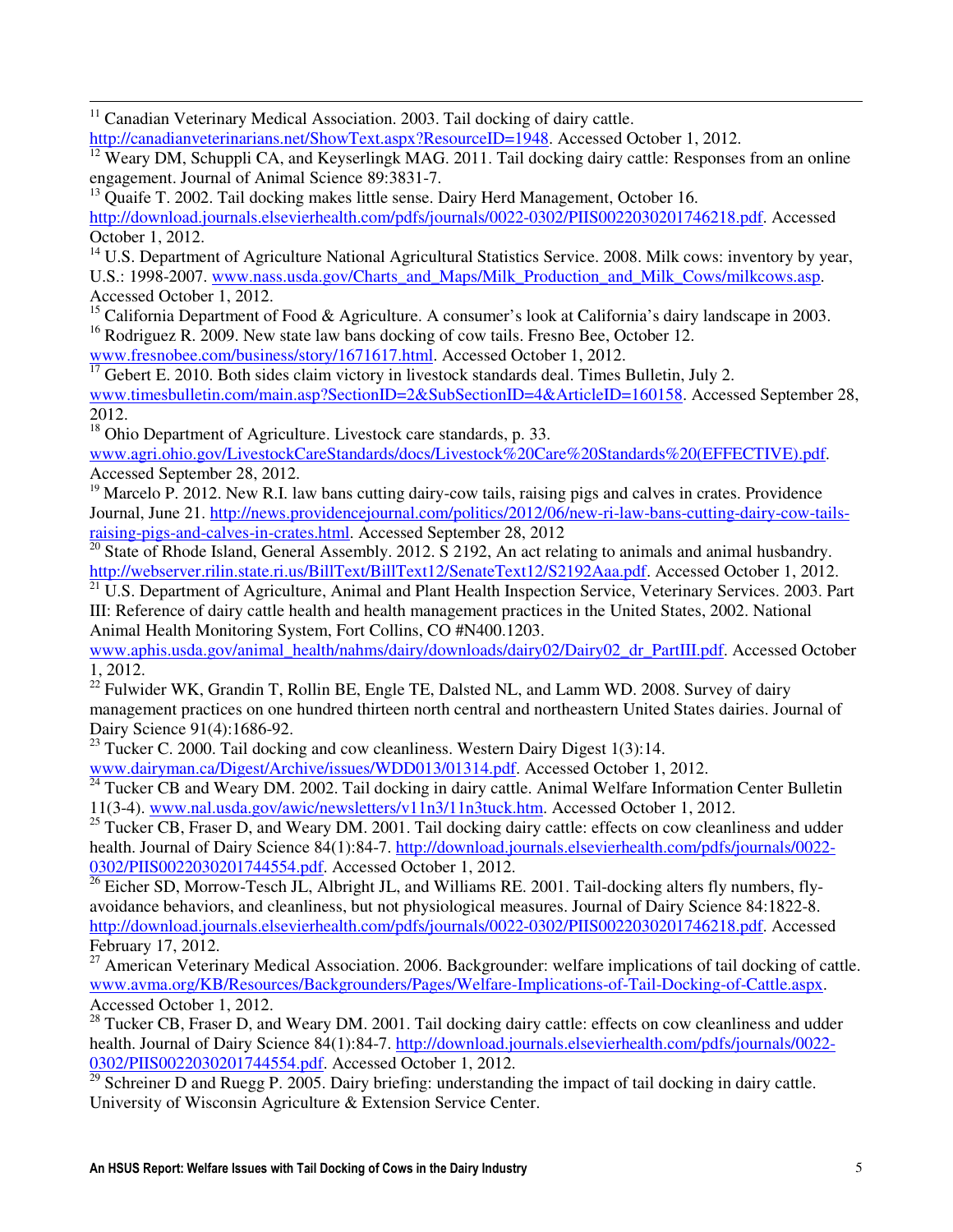[11] Canadian Veterinary Medical Association. 2003. Tail docking of dairy cattle. http://canadianveterinarians.net/ShowText.aspx?ResourceID=1948. Accessed October 1, 2012.

[12] Weary DM, Schuppli CA, and Keyserlingk MAG. 2011. Tail docking dairy cattle: Responses from an online engagement. Journal of Animal Science 89:3831-7.

[13] Quaife T. 2002. Tail docking makes little sense. Dairy Herd Management, October 16. http://download.journals.elsevierhealth.com/pdfs/journals/0022-0302/PIIS0022030201746218.pdf. Accessed October 1, 2012.

[14] U.S. Department of Agriculture National Agricultural Statistics Service. 2008. Milk cows: inventory by year, U.S.: 1998-2007. www.nass.usda.gov/Charts_and_Maps/Milk_Production_and_Milk_Cows/milkcows.asp. Accessed October 1, 2012.

[15] California Department of Food & Agriculture. A consumer's look at California's dairy landscape in 2003.

[16] Rodriguez R. 2009. New state law bans docking of cow tails. Fresno Bee, October 12. www.fresnobee.com/business/story/1671617.html. Accessed October 1, 2012.

[17] Gebert E. 2010. Both sides claim victory in livestock standards deal. Times Bulletin, July 2. www.timesbulletin.com/main.asp?SectionID=2&SubSectionID=4&ArticleID=160158. Accessed September 28, 2012.

[18] Ohio Department of Agriculture. Livestock care standards, p. 33. www.agri.ohio.gov/LivestockCareStandards/docs/Livestock%20Care%20Standards%20(EFFECTIVE).pdf. Accessed September 28, 2012.

[19] Marcelo P. 2012. New R.I. law bans cutting dairy-cow tails, raising pigs and calves in crates. Providence Journal, June 21. http://news.providencejournal.com/politics/2012/06/new-ri-law-bans-cutting-dairy-cow-tails-raising-pigs-and-calves-in-crates.html. Accessed September 28, 2012

[20] State of Rhode Island, General Assembly. 2012. S 2192, An act relating to animals and animal husbandry. http://webserver.rilin.state.ri.us/BillText/BillText12/SenateText12/S2192Aaa.pdf. Accessed October 1, 2012.

[21] U.S. Department of Agriculture, Animal and Plant Health Inspection Service, Veterinary Services. 2003. Part III: Reference of dairy cattle health and health management practices in the United States, 2002. National Animal Health Monitoring System, Fort Collins, CO #N400.1203. www.aphis.usda.gov/animal_health/nahms/dairy/downloads/dairy02/Dairy02_dr_PartIII.pdf. Accessed October 1, 2012.

[22] Fulwider WK, Grandin T, Rollin BE, Engle TE, Dalsted NL, and Lamm WD. 2008. Survey of dairy management practices on one hundred thirteen north central and northeastern United States dairies. Journal of Dairy Science 91(4):1686-92.

[23] Tucker C. 2000. Tail docking and cow cleanliness. Western Dairy Digest 1(3):14. www.dairyman.ca/Digest/Archive/issues/WDD013/01314.pdf. Accessed October 1, 2012.

[24] Tucker CB and Weary DM. 2002. Tail docking in dairy cattle. Animal Welfare Information Center Bulletin 11(3-4). www.nal.usda.gov/awic/newsletters/v11n3/11n3tuck.htm. Accessed October 1, 2012.

[25] Tucker CB, Fraser D, and Weary DM. 2001. Tail docking dairy cattle: effects on cow cleanliness and udder health. Journal of Dairy Science 84(1):84-7. http://download.journals.elsevierhealth.com/pdfs/journals/0022-0302/PIIS0022030201744554.pdf. Accessed October 1, 2012.

[26] Eicher SD, Morrow-Tesch JL, Albright JL, and Williams RE. 2001. Tail-docking alters fly numbers, fly-avoidance behaviors, and cleanliness, but not physiological measures. Journal of Dairy Science 84:1822-8. http://download.journals.elsevierhealth.com/pdfs/journals/0022-0302/PIIS0022030201746218.pdf. Accessed February 17, 2012.

[27] American Veterinary Medical Association. 2006. Backgrounder: welfare implications of tail docking of cattle. www.avma.org/KB/Resources/Backgrounders/Pages/Welfare-Implications-of-Tail-Docking-of-Cattle.aspx. Accessed October 1, 2012.

[28] Tucker CB, Fraser D, and Weary DM. 2001. Tail docking dairy cattle: effects on cow cleanliness and udder health. Journal of Dairy Science 84(1):84-7. http://download.journals.elsevierhealth.com/pdfs/journals/0022-0302/PIIS0022030201744554.pdf. Accessed October 1, 2012.

[29] Schreiner D and Ruegg P. 2005. Dairy briefing: understanding the impact of tail docking in dairy cattle. University of Wisconsin Agriculture & Extension Service Center.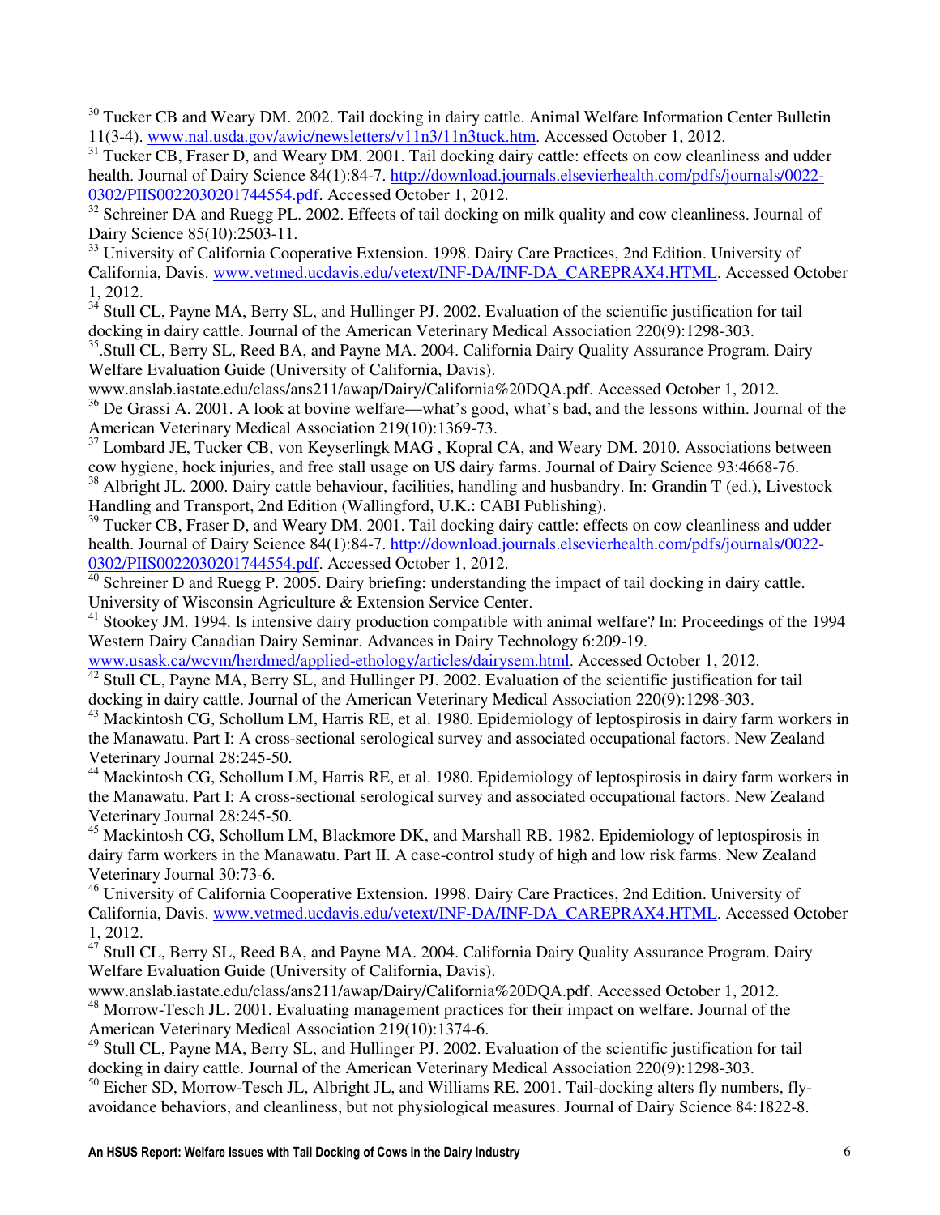[30] Tucker CB and Weary DM. 2002. Tail docking in dairy cattle. Animal Welfare Information Center Bulletin 11(3-4). www.nal.usda.gov/awic/newsletters/v11n3/11n3tuck.htm. Accessed October 1, 2012.

[31] Tucker CB, Fraser D, and Weary DM. 2001. Tail docking dairy cattle: effects on cow cleanliness and udder health. Journal of Dairy Science 84(1):84-7. http://download.journals.elsevierhealth.com/pdfs/journals/0022-0302/PIIS0022030201744554.pdf. Accessed October 1, 2012.

[32] Schreiner DA and Ruegg PL. 2002. Effects of tail docking on milk quality and cow cleanliness. Journal of Dairy Science 85(10):2503-11.

[33] University of California Cooperative Extension. 1998. Dairy Care Practices, 2nd Edition. University of California, Davis. www.vetmed.ucdavis.edu/vetext/INF-DA/INF-DA_CAREPRAX4.HTML. Accessed October 1, 2012.

[34] Stull CL, Payne MA, Berry SL, and Hullinger PJ. 2002. Evaluation of the scientific justification for tail docking in dairy cattle. Journal of the American Veterinary Medical Association 220(9):1298-303.

[35].Stull CL, Berry SL, Reed BA, and Payne MA. 2004. California Dairy Quality Assurance Program. Dairy Welfare Evaluation Guide (University of California, Davis). www.anslab.iastate.edu/class/ans211/awap/Dairy/California%20DQA.pdf. Accessed October 1, 2012.

[36] De Grassi A. 2001. A look at bovine welfare—what's good, what's bad, and the lessons within. Journal of the American Veterinary Medical Association 219(10):1369-73.

[37] Lombard JE, Tucker CB, von Keyserlingk MAG , Kopral CA, and Weary DM. 2010. Associations between cow hygiene, hock injuries, and free stall usage on US dairy farms. Journal of Dairy Science 93:4668-76.

[38] Albright JL. 2000. Dairy cattle behaviour, facilities, handling and husbandry. In: Grandin T (ed.), Livestock Handling and Transport, 2nd Edition (Wallingford, U.K.: CABI Publishing).

[39] Tucker CB, Fraser D, and Weary DM. 2001. Tail docking dairy cattle: effects on cow cleanliness and udder health. Journal of Dairy Science 84(1):84-7. http://download.journals.elsevierhealth.com/pdfs/journals/0022-0302/PIIS0022030201744554.pdf. Accessed October 1, 2012.

[40] Schreiner D and Ruegg P. 2005. Dairy briefing: understanding the impact of tail docking in dairy cattle. University of Wisconsin Agriculture & Extension Service Center.

[41] Stookey JM. 1994. Is intensive dairy production compatible with animal welfare? In: Proceedings of the 1994 Western Dairy Canadian Dairy Seminar. Advances in Dairy Technology 6:209-19. www.usask.ca/wcvm/herdmed/applied-ethology/articles/dairysem.html. Accessed October 1, 2012.

[42] Stull CL, Payne MA, Berry SL, and Hullinger PJ. 2002. Evaluation of the scientific justification for tail docking in dairy cattle. Journal of the American Veterinary Medical Association 220(9):1298-303.

[43] Mackintosh CG, Schollum LM, Harris RE, et al. 1980. Epidemiology of leptospirosis in dairy farm workers in the Manawatu. Part I: A cross-sectional serological survey and associated occupational factors. New Zealand Veterinary Journal 28:245-50.

[44] Mackintosh CG, Schollum LM, Harris RE, et al. 1980. Epidemiology of leptospirosis in dairy farm workers in the Manawatu. Part I: A cross-sectional serological survey and associated occupational factors. New Zealand Veterinary Journal 28:245-50.

[45] Mackintosh CG, Schollum LM, Blackmore DK, and Marshall RB. 1982. Epidemiology of leptospirosis in dairy farm workers in the Manawatu. Part II. A case-control study of high and low risk farms. New Zealand Veterinary Journal 30:73-6.

[46] University of California Cooperative Extension. 1998. Dairy Care Practices, 2nd Edition. University of California, Davis. www.vetmed.ucdavis.edu/vetext/INF-DA/INF-DA_CAREPRAX4.HTML. Accessed October 1, 2012.

[47] Stull CL, Berry SL, Reed BA, and Payne MA. 2004. California Dairy Quality Assurance Program. Dairy Welfare Evaluation Guide (University of California, Davis). www.anslab.iastate.edu/class/ans211/awap/Dairy/California%20DQA.pdf. Accessed October 1, 2012.

[48] Morrow-Tesch JL. 2001. Evaluating management practices for their impact on welfare. Journal of the American Veterinary Medical Association 219(10):1374-6.

[49] Stull CL, Payne MA, Berry SL, and Hullinger PJ. 2002. Evaluation of the scientific justification for tail docking in dairy cattle. Journal of the American Veterinary Medical Association 220(9):1298-303.

[50] Eicher SD, Morrow-Tesch JL, Albright JL, and Williams RE. 2001. Tail-docking alters fly numbers, fly-avoidance behaviors, and cleanliness, but not physiological measures. Journal of Dairy Science 84:1822-8.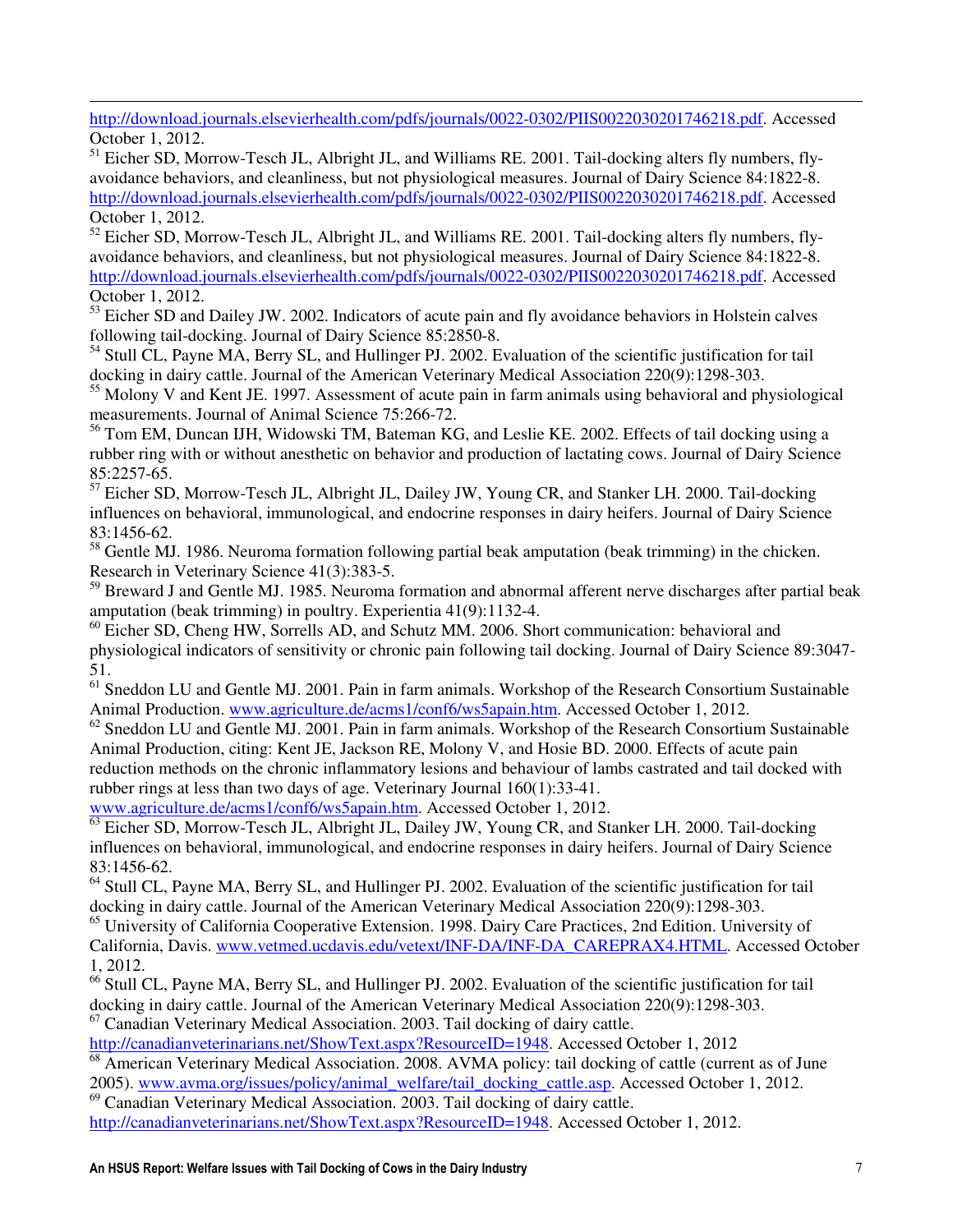http://download.journals.elsevierhealth.com/pdfs/journals/0022-0302/PIIS0022030201746218.pdf. Accessed October 1, 2012.

[51] Eicher SD, Morrow-Tesch JL, Albright JL, and Williams RE. 2001. Tail-docking alters fly numbers, fly-avoidance behaviors, and cleanliness, but not physiological measures. Journal of Dairy Science 84:1822-8. http://download.journals.elsevierhealth.com/pdfs/journals/0022-0302/PIIS0022030201746218.pdf. Accessed October 1, 2012.

[52] Eicher SD, Morrow-Tesch JL, Albright JL, and Williams RE. 2001. Tail-docking alters fly numbers, fly-avoidance behaviors, and cleanliness, but not physiological measures. Journal of Dairy Science 84:1822-8. http://download.journals.elsevierhealth.com/pdfs/journals/0022-0302/PIIS0022030201746218.pdf. Accessed October 1, 2012.

[53] Eicher SD and Dailey JW. 2002. Indicators of acute pain and fly avoidance behaviors in Holstein calves following tail-docking. Journal of Dairy Science 85:2850-8.

[54] Stull CL, Payne MA, Berry SL, and Hullinger PJ. 2002. Evaluation of the scientific justification for tail docking in dairy cattle. Journal of the American Veterinary Medical Association 220(9):1298-303.

[55] Molony V and Kent JE. 1997. Assessment of acute pain in farm animals using behavioral and physiological measurements. Journal of Animal Science 75:266-72.

[56] Tom EM, Duncan IJH, Widowski TM, Bateman KG, and Leslie KE. 2002. Effects of tail docking using a rubber ring with or without anesthetic on behavior and production of lactating cows. Journal of Dairy Science 85:2257-65.

[57] Eicher SD, Morrow-Tesch JL, Albright JL, Dailey JW, Young CR, and Stanker LH. 2000. Tail-docking influences on behavioral, immunological, and endocrine responses in dairy heifers. Journal of Dairy Science 83:1456-62.

[58] Gentle MJ. 1986. Neuroma formation following partial beak amputation (beak trimming) in the chicken. Research in Veterinary Science 41(3):383-5.

[59] Breward J and Gentle MJ. 1985. Neuroma formation and abnormal afferent nerve discharges after partial beak amputation (beak trimming) in poultry. Experientia 41(9):1132-4.

[60] Eicher SD, Cheng HW, Sorrells AD, and Schutz MM. 2006. Short communication: behavioral and physiological indicators of sensitivity or chronic pain following tail docking. Journal of Dairy Science 89:3047-51.

[61] Sneddon LU and Gentle MJ. 2001. Pain in farm animals. Workshop of the Research Consortium Sustainable Animal Production. www.agriculture.de/acms1/conf6/ws5apain.htm. Accessed October 1, 2012.

[62] Sneddon LU and Gentle MJ. 2001. Pain in farm animals. Workshop of the Research Consortium Sustainable Animal Production, citing: Kent JE, Jackson RE, Molony V, and Hosie BD. 2000. Effects of acute pain reduction methods on the chronic inflammatory lesions and behaviour of lambs castrated and tail docked with rubber rings at less than two days of age. Veterinary Journal 160(1):33-41. www.agriculture.de/acms1/conf6/ws5apain.htm. Accessed October 1, 2012.

[63] Eicher SD, Morrow-Tesch JL, Albright JL, Dailey JW, Young CR, and Stanker LH. 2000. Tail-docking influences on behavioral, immunological, and endocrine responses in dairy heifers. Journal of Dairy Science 83:1456-62.

[64] Stull CL, Payne MA, Berry SL, and Hullinger PJ. 2002. Evaluation of the scientific justification for tail docking in dairy cattle. Journal of the American Veterinary Medical Association 220(9):1298-303.

[65] University of California Cooperative Extension. 1998. Dairy Care Practices, 2nd Edition. University of California, Davis. www.vetmed.ucdavis.edu/vetext/INF-DA/INF-DA_CAREPRAX4.HTML. Accessed October 1, 2012.

[66] Stull CL, Payne MA, Berry SL, and Hullinger PJ. 2002. Evaluation of the scientific justification for tail docking in dairy cattle. Journal of the American Veterinary Medical Association 220(9):1298-303.

[67] Canadian Veterinary Medical Association. 2003. Tail docking of dairy cattle. http://canadianveterinarians.net/ShowText.aspx?ResourceID=1948. Accessed October 1, 2012

[68] American Veterinary Medical Association. 2008. AVMA policy: tail docking of cattle (current as of June 2005). www.avma.org/issues/policy/animal_welfare/tail_docking_cattle.asp. Accessed October 1, 2012.

[69] Canadian Veterinary Medical Association. 2003. Tail docking of dairy cattle. http://canadianveterinarians.net/ShowText.aspx?ResourceID=1948. Accessed October 1, 2012.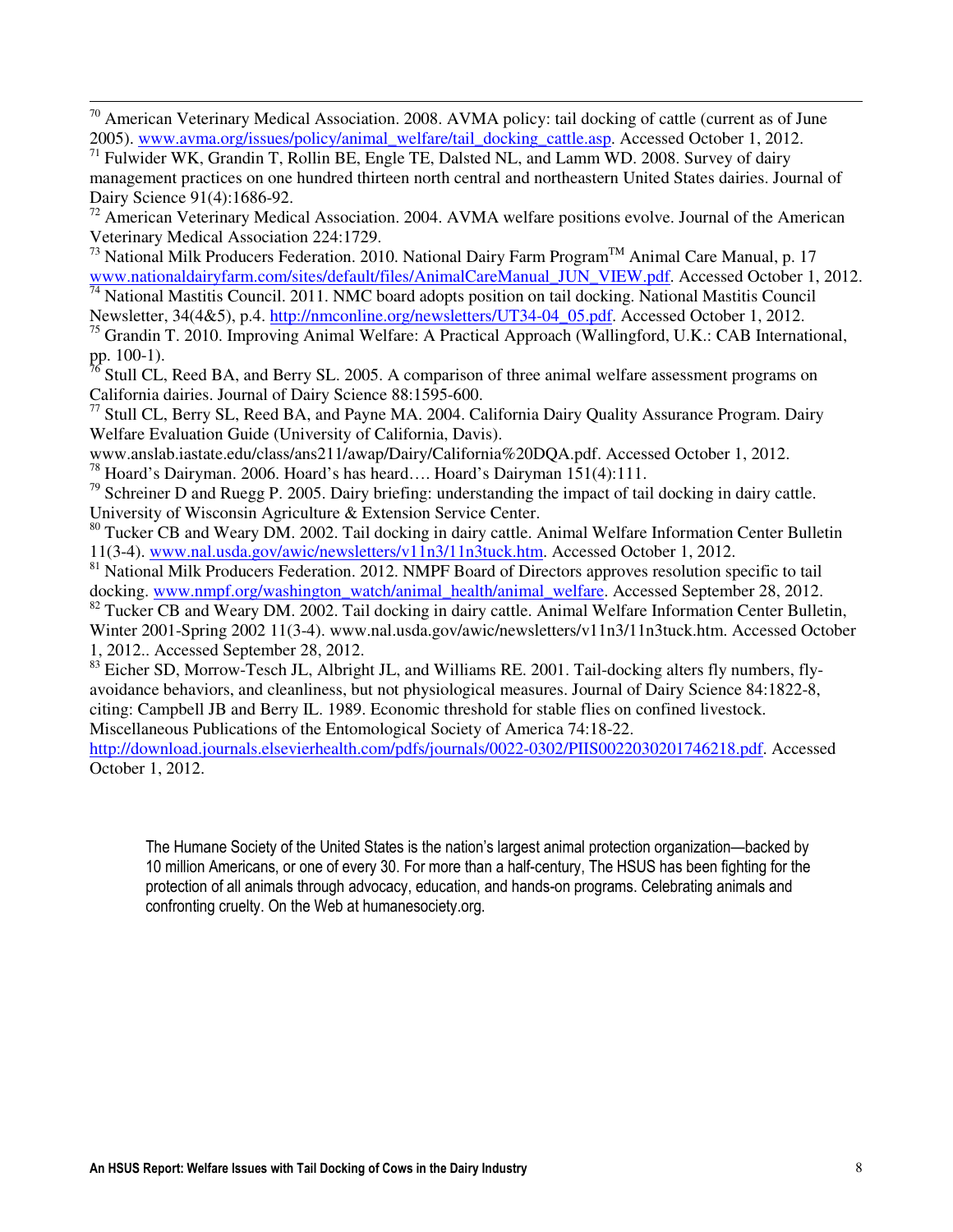[70] American Veterinary Medical Association. 2008. AVMA policy: tail docking of cattle (current as of June 2005). www.avma.org/issues/policy/animal_welfare/tail_docking_cattle.asp. Accessed October 1, 2012.

[71] Fulwider WK, Grandin T, Rollin BE, Engle TE, Dalsted NL, and Lamm WD. 2008. Survey of dairy management practices on one hundred thirteen north central and northeastern United States dairies. Journal of Dairy Science 91(4):1686-92.

[72] American Veterinary Medical Association. 2004. AVMA welfare positions evolve. Journal of the American Veterinary Medical Association 224:1729.

[73] National Milk Producers Federation. 2010. National Dairy Farm Program™ Animal Care Manual, p. 17 www.nationaldairyfarm.com/sites/default/files/AnimalCareManual_JUN_VIEW.pdf. Accessed October 1, 2012.

[74] National Mastitis Council. 2011. NMC board adopts position on tail docking. National Mastitis Council Newsletter, 34(4&5), p.4. http://nmconline.org/newsletters/UT34-04_05.pdf. Accessed October 1, 2012.

[75] Grandin T. 2010. Improving Animal Welfare: A Practical Approach (Wallingford, U.K.: CAB International, pp. 100-1).

[76] Stull CL, Reed BA, and Berry SL. 2005. A comparison of three animal welfare assessment programs on California dairies. Journal of Dairy Science 88:1595-600.

[77] Stull CL, Berry SL, Reed BA, and Payne MA. 2004. California Dairy Quality Assurance Program. Dairy Welfare Evaluation Guide (University of California, Davis). www.anslab.iastate.edu/class/ans211/awap/Dairy/California%20DQA.pdf. Accessed October 1, 2012.

[78] Hoard's Dairyman. 2006. Hoard's has heard…. Hoard's Dairyman 151(4):111.

[79] Schreiner D and Ruegg P. 2005. Dairy briefing: understanding the impact of tail docking in dairy cattle. University of Wisconsin Agriculture & Extension Service Center.

[80] Tucker CB and Weary DM. 2002. Tail docking in dairy cattle. Animal Welfare Information Center Bulletin 11(3-4). www.nal.usda.gov/awic/newsletters/v11n3/11n3tuck.htm. Accessed October 1, 2012.

[81] National Milk Producers Federation. 2012. NMPF Board of Directors approves resolution specific to tail docking. www.nmpf.org/washington_watch/animal_health/animal_welfare. Accessed September 28, 2012.

[82] Tucker CB and Weary DM. 2002. Tail docking in dairy cattle. Animal Welfare Information Center Bulletin, Winter 2001-Spring 2002 11(3-4). www.nal.usda.gov/awic/newsletters/v11n3/11n3tuck.htm. Accessed October 1, 2012.. Accessed September 28, 2012.

[83] Eicher SD, Morrow-Tesch JL, Albright JL, and Williams RE. 2001. Tail-docking alters fly numbers, fly-avoidance behaviors, and cleanliness, but not physiological measures. Journal of Dairy Science 84:1822-8, citing: Campbell JB and Berry IL. 1989. Economic threshold for stable flies on confined livestock. Miscellaneous Publications of the Entomological Society of America 74:18-22. http://download.journals.elsevierhealth.com/pdfs/journals/0022-0302/PIIS0022030201746218.pdf. Accessed October 1, 2012.

The Humane Society of the United States is the nation's largest animal protection organization—backed by 10 million Americans, or one of every 30. For more than a half-century, The HSUS has been fighting for the protection of all animals through advocacy, education, and hands-on programs. Celebrating animals and confronting cruelty. On the Web at humanesociety.org.